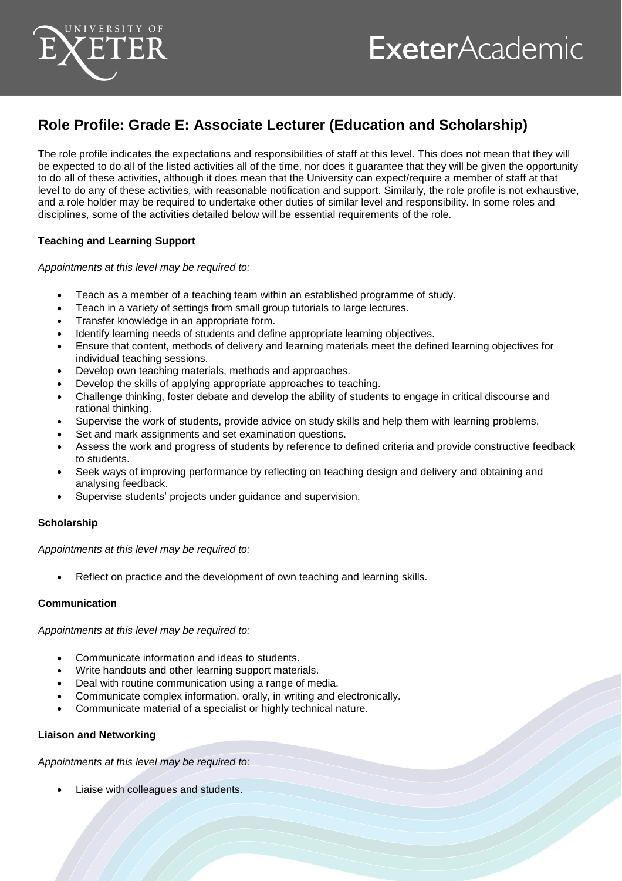# Role Profile: Grade E: Associate Lecturer (Education and Scholarship)

The role profile indicates the expectations and responsibilities of staff at this level. This does not mean that they will be expected to do all of the listed activities all of the time, nor does it guarantee that they will be given the opportunity to do all of these activities, although it does mean that the University can expect/require a member of staff at that level to do any of these activities, with reasonable notification and support. Similarly, the role profile is not exhaustive, and a role holder may be required to undertake other duties of similar level and responsibility. In some roles and disciplines, some of the activities detailed below will be essential requirements of the role.

**Teaching and Learning Support**

*Appointments at this level may be required to:*

- Teach as a member of a teaching team within an established programme of study.
- Teach in a variety of settings from small group tutorials to large lectures.
- Transfer knowledge in an appropriate form.
- Identify learning needs of students and define appropriate learning objectives.
- Ensure that content, methods of delivery and learning materials meet the defined learning objectives for individual teaching sessions.
- Develop own teaching materials, methods and approaches.
- Develop the skills of applying appropriate approaches to teaching.
- Challenge thinking, foster debate and develop the ability of students to engage in critical discourse and rational thinking.
- Supervise the work of students, provide advice on study skills and help them with learning problems.
- Set and mark assignments and set examination questions.
- Assess the work and progress of students by reference to defined criteria and provide constructive feedback to students.
- Seek ways of improving performance by reflecting on teaching design and delivery and obtaining and analysing feedback.
- Supervise students' projects under guidance and supervision.

**Scholarship**

*Appointments at this level may be required to:*

- Reflect on practice and the development of own teaching and learning skills.

**Communication**

*Appointments at this level may be required to:*

- Communicate information and ideas to students.
- Write handouts and other learning support materials.
- Deal with routine communication using a range of media.
- Communicate complex information, orally, in writing and electronically.
- Communicate material of a specialist or highly technical nature.

**Liaison and Networking**

*Appointments at this level may be required to:*

- Liaise with colleagues and students.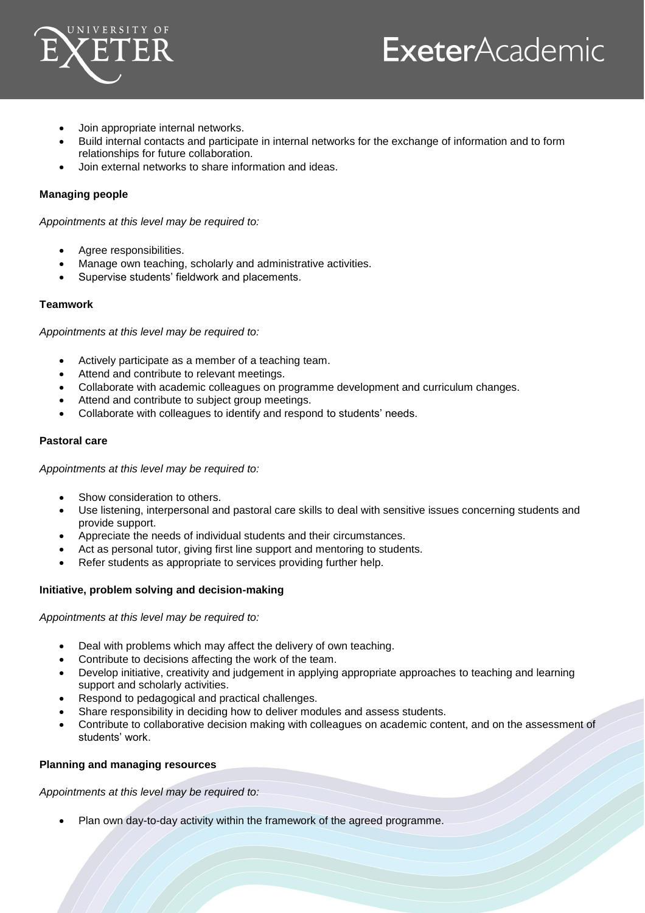- Join appropriate internal networks.
- Build internal contacts and participate in internal networks for the exchange of information and to form relationships for future collaboration.
- Join external networks to share information and ideas.

**Managing people**

*Appointments at this level may be required to:*

- Agree responsibilities.
- Manage own teaching, scholarly and administrative activities.
- Supervise students' fieldwork and placements.

**Teamwork**

*Appointments at this level may be required to:*

- Actively participate as a member of a teaching team.
- Attend and contribute to relevant meetings.
- Collaborate with academic colleagues on programme development and curriculum changes.
- Attend and contribute to subject group meetings.
- Collaborate with colleagues to identify and respond to students' needs.

**Pastoral care**

*Appointments at this level may be required to:*

- Show consideration to others.
- Use listening, interpersonal and pastoral care skills to deal with sensitive issues concerning students and provide support.
- Appreciate the needs of individual students and their circumstances.
- Act as personal tutor, giving first line support and mentoring to students.
- Refer students as appropriate to services providing further help.

**Initiative, problem solving and decision-making**

*Appointments at this level may be required to:*

- Deal with problems which may affect the delivery of own teaching.
- Contribute to decisions affecting the work of the team.
- Develop initiative, creativity and judgement in applying appropriate approaches to teaching and learning support and scholarly activities.
- Respond to pedagogical and practical challenges.
- Share responsibility in deciding how to deliver modules and assess students.
- Contribute to collaborative decision making with colleagues on academic content, and on the assessment of students' work.

**Planning and managing resources**

*Appointments at this level may be required to:*

- Plan own day-to-day activity within the framework of the agreed programme.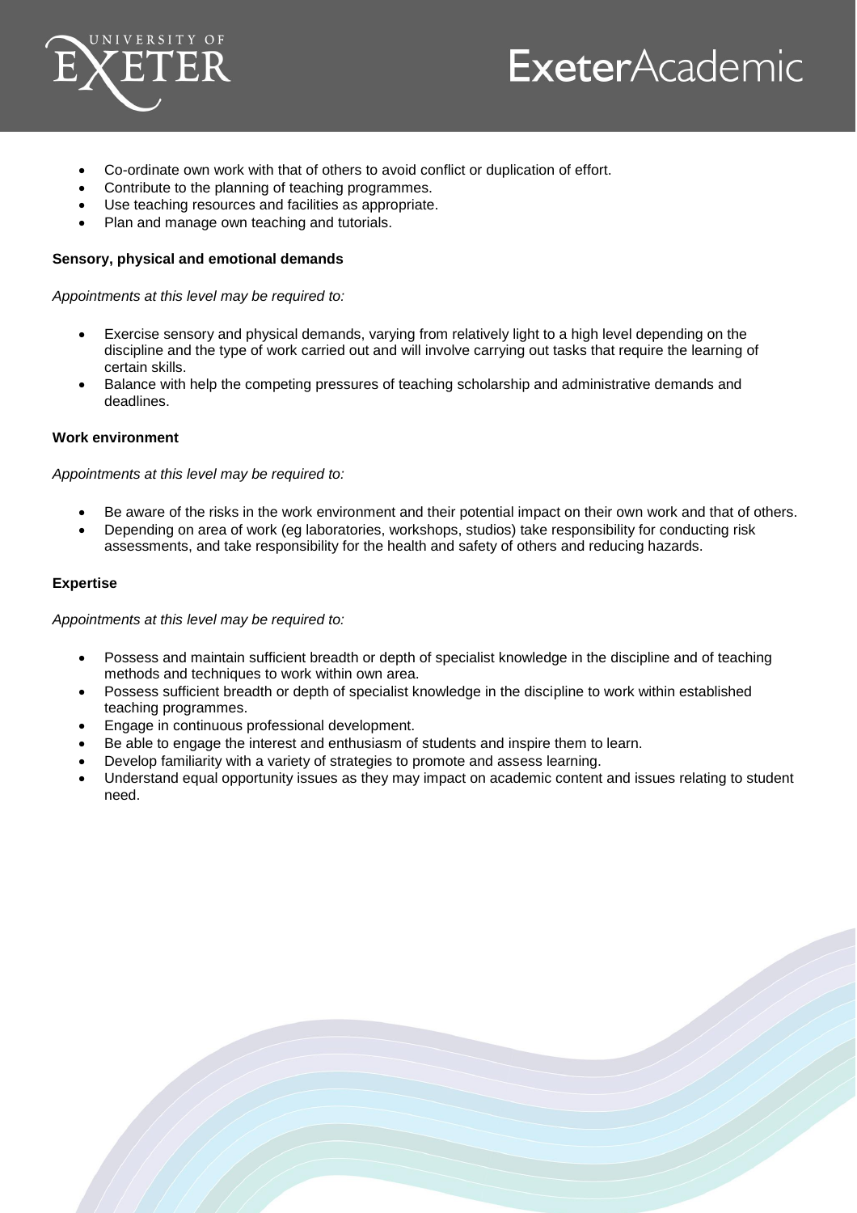- Co-ordinate own work with that of others to avoid conflict or duplication of effort.
- Contribute to the planning of teaching programmes.
- Use teaching resources and facilities as appropriate.
- Plan and manage own teaching and tutorials.

**Sensory, physical and emotional demands**

*Appointments at this level may be required to:*

- Exercise sensory and physical demands, varying from relatively light to a high level depending on the discipline and the type of work carried out and will involve carrying out tasks that require the learning of certain skills.
- Balance with help the competing pressures of teaching scholarship and administrative demands and deadlines.

**Work environment**

*Appointments at this level may be required to:*

- Be aware of the risks in the work environment and their potential impact on their own work and that of others.
- Depending on area of work (eg laboratories, workshops, studios) take responsibility for conducting risk assessments, and take responsibility for the health and safety of others and reducing hazards.

**Expertise**

*Appointments at this level may be required to:*

- Possess and maintain sufficient breadth or depth of specialist knowledge in the discipline and of teaching methods and techniques to work within own area.
- Possess sufficient breadth or depth of specialist knowledge in the discipline to work within established teaching programmes.
- Engage in continuous professional development.
- Be able to engage the interest and enthusiasm of students and inspire them to learn.
- Develop familiarity with a variety of strategies to promote and assess learning.
- Understand equal opportunity issues as they may impact on academic content and issues relating to student need.